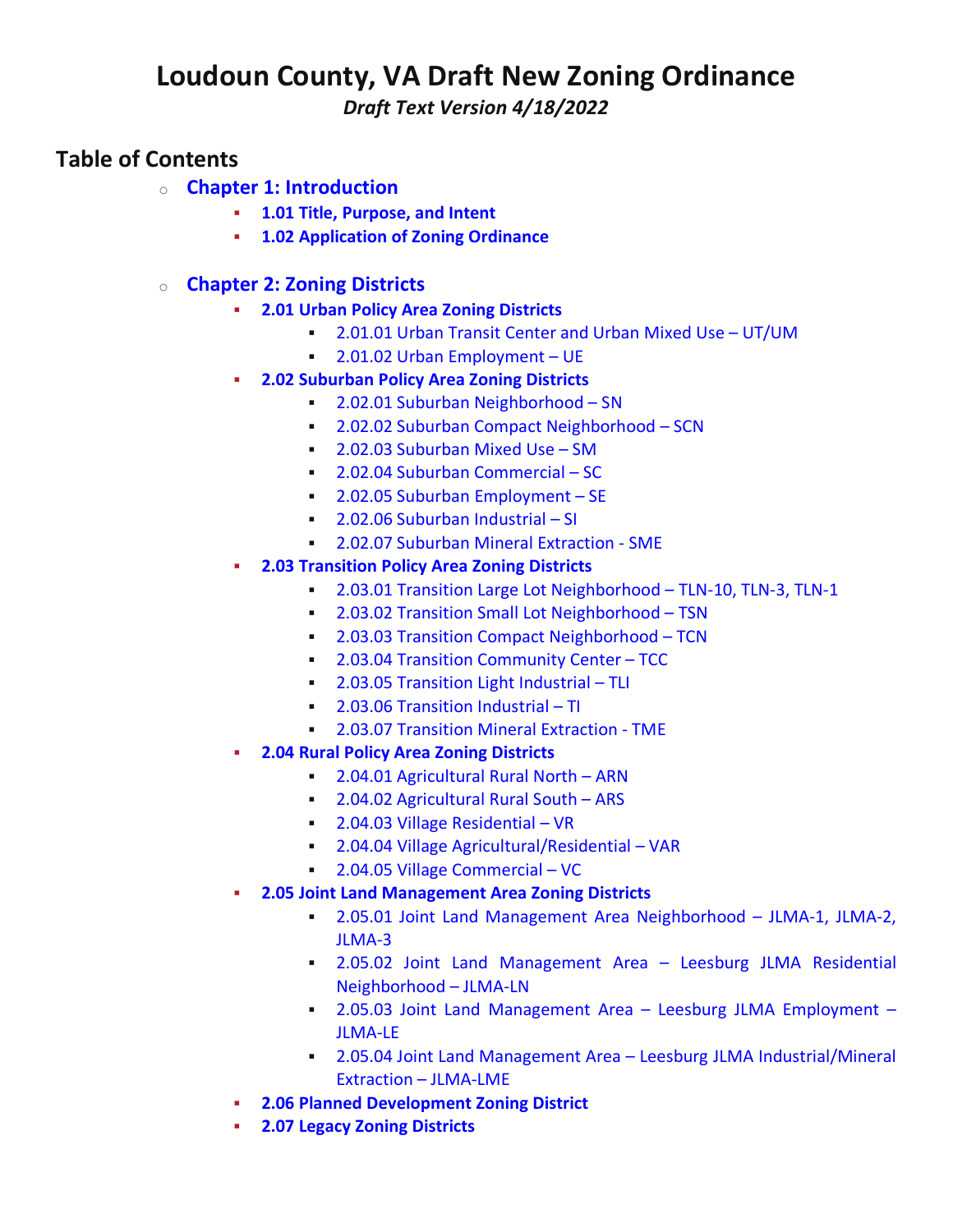# Loudoun County, VA Draft New Zoning Ordinance

*Draft Text Version 4/18/2022*

## Table of Contents

- **Chapter 1: Introduction**
  - **1.01 Title, Purpose, and Intent**
  - **1.02 Application of Zoning Ordinance**

- **Chapter 2: Zoning Districts**
  - **2.01 Urban Policy Area Zoning Districts**
    - 2.01.01 Urban Transit Center and Urban Mixed Use – UT/UM
    - 2.01.02 Urban Employment – UE
  - **2.02 Suburban Policy Area Zoning Districts**
    - 2.02.01 Suburban Neighborhood – SN
    - 2.02.02 Suburban Compact Neighborhood – SCN
    - 2.02.03 Suburban Mixed Use – SM
    - 2.02.04 Suburban Commercial – SC
    - 2.02.05 Suburban Employment – SE
    - 2.02.06 Suburban Industrial – SI
    - 2.02.07 Suburban Mineral Extraction - SME
  - **2.03 Transition Policy Area Zoning Districts**
    - 2.03.01 Transition Large Lot Neighborhood – TLN-10, TLN-3, TLN-1
    - 2.03.02 Transition Small Lot Neighborhood – TSN
    - 2.03.03 Transition Compact Neighborhood – TCN
    - 2.03.04 Transition Community Center – TCC
    - 2.03.05 Transition Light Industrial – TLI
    - 2.03.06 Transition Industrial – TI
    - 2.03.07 Transition Mineral Extraction - TME
  - **2.04 Rural Policy Area Zoning Districts**
    - 2.04.01 Agricultural Rural North – ARN
    - 2.04.02 Agricultural Rural South – ARS
    - 2.04.03 Village Residential – VR
    - 2.04.04 Village Agricultural/Residential – VAR
    - 2.04.05 Village Commercial – VC
  - **2.05 Joint Land Management Area Zoning Districts**
    - 2.05.01 Joint Land Management Area Neighborhood – JLMA-1, JLMA-2, JLMA-3
    - 2.05.02 Joint Land Management Area – Leesburg JLMA Residential Neighborhood – JLMA-LN
    - 2.05.03 Joint Land Management Area – Leesburg JLMA Employment – JLMA-LE
    - 2.05.04 Joint Land Management Area – Leesburg JLMA Industrial/Mineral Extraction – JLMA-LME
  - **2.06 Planned Development Zoning District**
  - **2.07 Legacy Zoning Districts**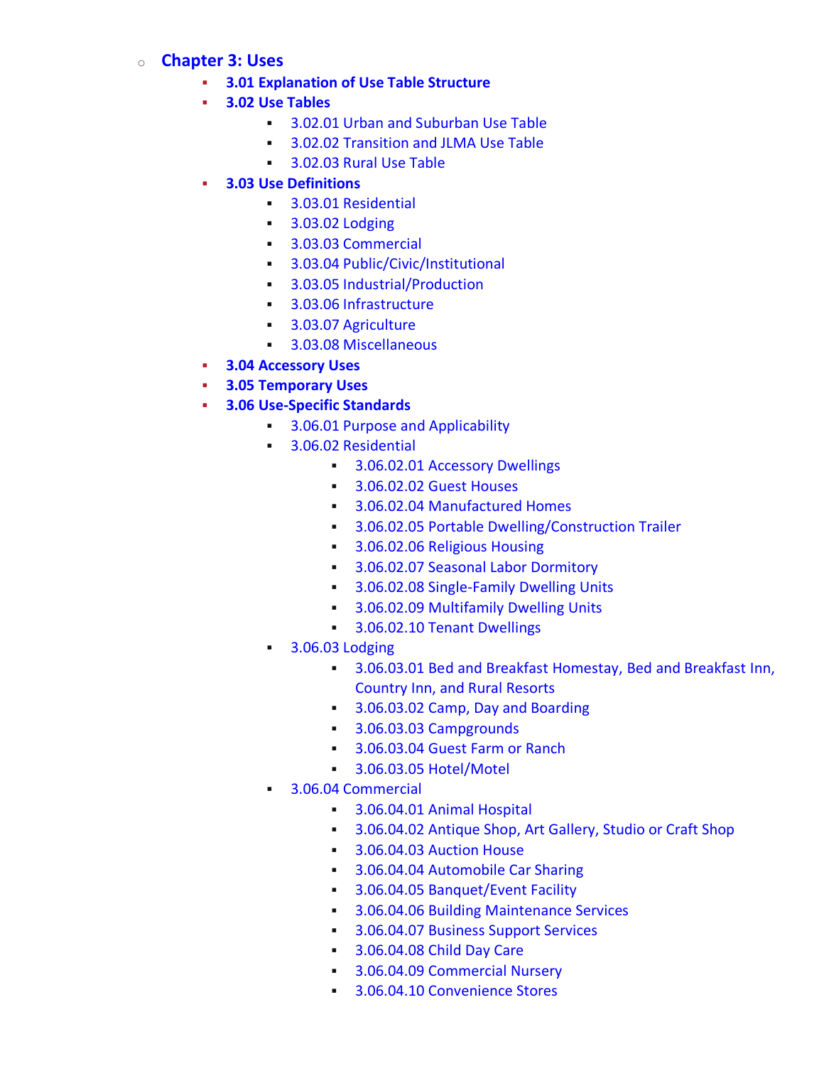- Chapter 3: Uses
  - **3.01 Explanation of Use Table Structure**
  - **3.02 Use Tables**
    - 3.02.01 Urban and Suburban Use Table
    - 3.02.02 Transition and JLMA Use Table
    - 3.02.03 Rural Use Table
  - **3.03 Use Definitions**
    - 3.03.01 Residential
    - 3.03.02 Lodging
    - 3.03.03 Commercial
    - 3.03.04 Public/Civic/Institutional
    - 3.03.05 Industrial/Production
    - 3.03.06 Infrastructure
    - 3.03.07 Agriculture
    - 3.03.08 Miscellaneous
  - **3.04 Accessory Uses**
  - **3.05 Temporary Uses**
  - **3.06 Use-Specific Standards**
    - 3.06.01 Purpose and Applicability
    - 3.06.02 Residential
      - 3.06.02.01 Accessory Dwellings
      - 3.06.02.02 Guest Houses
      - 3.06.02.04 Manufactured Homes
      - 3.06.02.05 Portable Dwelling/Construction Trailer
      - 3.06.02.06 Religious Housing
      - 3.06.02.07 Seasonal Labor Dormitory
      - 3.06.02.08 Single-Family Dwelling Units
      - 3.06.02.09 Multifamily Dwelling Units
      - 3.06.02.10 Tenant Dwellings
    - 3.06.03 Lodging
      - 3.06.03.01 Bed and Breakfast Homestay, Bed and Breakfast Inn, Country Inn, and Rural Resorts
      - 3.06.03.02 Camp, Day and Boarding
      - 3.06.03.03 Campgrounds
      - 3.06.03.04 Guest Farm or Ranch
      - 3.06.03.05 Hotel/Motel
    - 3.06.04 Commercial
      - 3.06.04.01 Animal Hospital
      - 3.06.04.02 Antique Shop, Art Gallery, Studio or Craft Shop
      - 3.06.04.03 Auction House
      - 3.06.04.04 Automobile Car Sharing
      - 3.06.04.05 Banquet/Event Facility
      - 3.06.04.06 Building Maintenance Services
      - 3.06.04.07 Business Support Services
      - 3.06.04.08 Child Day Care
      - 3.06.04.09 Commercial Nursery
      - 3.06.04.10 Convenience Stores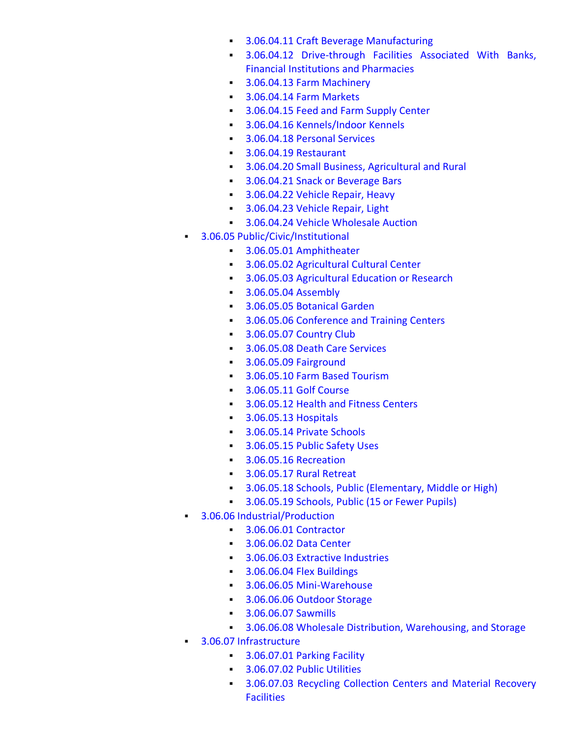- 3.06.04.11 Craft Beverage Manufacturing
    - 3.06.04.12 Drive-through Facilities Associated With Banks, Financial Institutions and Pharmacies
    - 3.06.04.13 Farm Machinery
    - 3.06.04.14 Farm Markets
    - 3.06.04.15 Feed and Farm Supply Center
    - 3.06.04.16 Kennels/Indoor Kennels
    - 3.06.04.18 Personal Services
    - 3.06.04.19 Restaurant
    - 3.06.04.20 Small Business, Agricultural and Rural
    - 3.06.04.21 Snack or Beverage Bars
    - 3.06.04.22 Vehicle Repair, Heavy
    - 3.06.04.23 Vehicle Repair, Light
    - 3.06.04.24 Vehicle Wholesale Auction
- 3.06.05 Public/Civic/Institutional
    - 3.06.05.01 Amphitheater
    - 3.06.05.02 Agricultural Cultural Center
    - 3.06.05.03 Agricultural Education or Research
    - 3.06.05.04 Assembly
    - 3.06.05.05 Botanical Garden
    - 3.06.05.06 Conference and Training Centers
    - 3.06.05.07 Country Club
    - 3.06.05.08 Death Care Services
    - 3.06.05.09 Fairground
    - 3.06.05.10 Farm Based Tourism
    - 3.06.05.11 Golf Course
    - 3.06.05.12 Health and Fitness Centers
    - 3.06.05.13 Hospitals
    - 3.06.05.14 Private Schools
    - 3.06.05.15 Public Safety Uses
    - 3.06.05.16 Recreation
    - 3.06.05.17 Rural Retreat
    - 3.06.05.18 Schools, Public (Elementary, Middle or High)
    - 3.06.05.19 Schools, Public (15 or Fewer Pupils)
- 3.06.06 Industrial/Production
    - 3.06.06.01 Contractor
    - 3.06.06.02 Data Center
    - 3.06.06.03 Extractive Industries
    - 3.06.06.04 Flex Buildings
    - 3.06.06.05 Mini-Warehouse
    - 3.06.06.06 Outdoor Storage
    - 3.06.06.07 Sawmills
    - 3.06.06.08 Wholesale Distribution, Warehousing, and Storage
- 3.06.07 Infrastructure
    - 3.06.07.01 Parking Facility
    - 3.06.07.02 Public Utilities
    - 3.06.07.03 Recycling Collection Centers and Material Recovery Facilities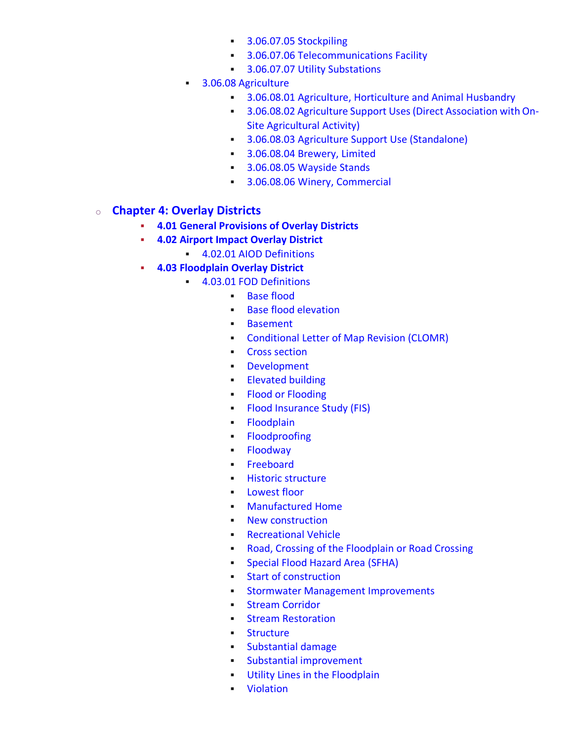- 3.06.07.05 Stockpiling
        - 3.06.07.06 Telecommunications Facility
        - 3.06.07.07 Utility Substations
    - 3.06.08 Agriculture
        - 3.06.08.01 Agriculture, Horticulture and Animal Husbandry
        - 3.06.08.02 Agriculture Support Uses (Direct Association with On-Site Agricultural Activity)
        - 3.06.08.03 Agriculture Support Use (Standalone)
        - 3.06.08.04 Brewery, Limited
        - 3.06.08.05 Wayside Stands
        - 3.06.08.06 Winery, Commercial

- **Chapter 4: Overlay Districts**
    - **4.01 General Provisions of Overlay Districts**
    - **4.02 Airport Impact Overlay District**
        - 4.02.01 AIOD Definitions
    - **4.03 Floodplain Overlay District**
        - 4.03.01 FOD Definitions
            - Base flood
            - Base flood elevation
            - Basement
            - Conditional Letter of Map Revision (CLOMR)
            - Cross section
            - Development
            - Elevated building
            - Flood or Flooding
            - Flood Insurance Study (FIS)
            - Floodplain
            - Floodproofing
            - Floodway
            - Freeboard
            - Historic structure
            - Lowest floor
            - Manufactured Home
            - New construction
            - Recreational Vehicle
            - Road, Crossing of the Floodplain or Road Crossing
            - Special Flood Hazard Area (SFHA)
            - Start of construction
            - Stormwater Management Improvements
            - Stream Corridor
            - Stream Restoration
            - Structure
            - Substantial damage
            - Substantial improvement
            - Utility Lines in the Floodplain
            - Violation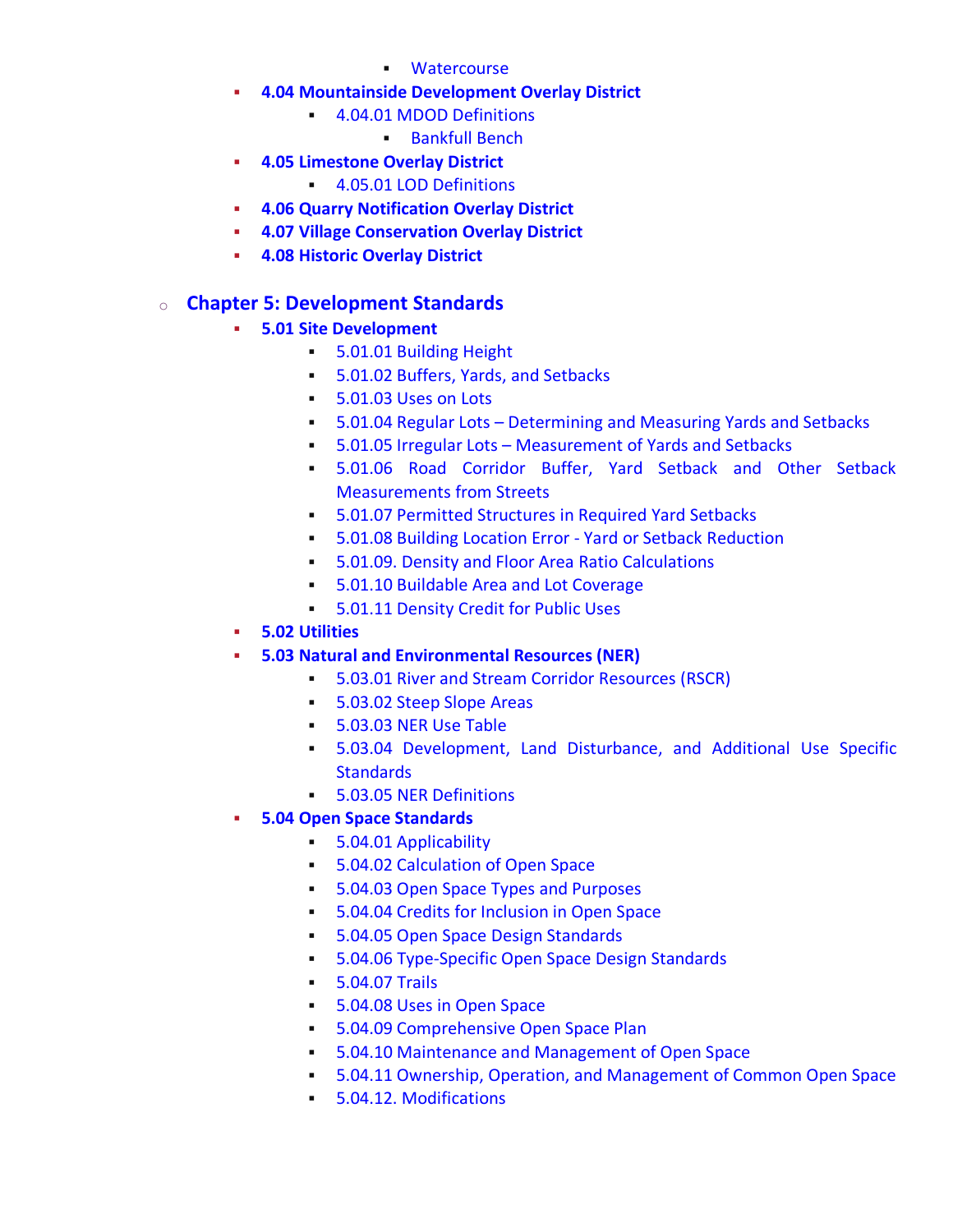- Watercourse
    - **4.04 Mountainside Development Overlay District**
        - 4.04.01 MDOD Definitions
            - Bankfull Bench
    - **4.05 Limestone Overlay District**
        - 4.05.01 LOD Definitions
    - **4.06 Quarry Notification Overlay District**
    - **4.07 Village Conservation Overlay District**
    - **4.08 Historic Overlay District**

- **Chapter 5: Development Standards**
    - **5.01 Site Development**
        - 5.01.01 Building Height
        - 5.01.02 Buffers, Yards, and Setbacks
        - 5.01.03 Uses on Lots
        - 5.01.04 Regular Lots – Determining and Measuring Yards and Setbacks
        - 5.01.05 Irregular Lots – Measurement of Yards and Setbacks
        - 5.01.06 Road Corridor Buffer, Yard Setback and Other Setback Measurements from Streets
        - 5.01.07 Permitted Structures in Required Yard Setbacks
        - 5.01.08 Building Location Error - Yard or Setback Reduction
        - 5.01.09. Density and Floor Area Ratio Calculations
        - 5.01.10 Buildable Area and Lot Coverage
        - 5.01.11 Density Credit for Public Uses
    - **5.02 Utilities**
    - **5.03 Natural and Environmental Resources (NER)**
        - 5.03.01 River and Stream Corridor Resources (RSCR)
        - 5.03.02 Steep Slope Areas
        - 5.03.03 NER Use Table
        - 5.03.04 Development, Land Disturbance, and Additional Use Specific Standards
        - 5.03.05 NER Definitions
    - **5.04 Open Space Standards**
        - 5.04.01 Applicability
        - 5.04.02 Calculation of Open Space
        - 5.04.03 Open Space Types and Purposes
        - 5.04.04 Credits for Inclusion in Open Space
        - 5.04.05 Open Space Design Standards
        - 5.04.06 Type-Specific Open Space Design Standards
        - 5.04.07 Trails
        - 5.04.08 Uses in Open Space
        - 5.04.09 Comprehensive Open Space Plan
        - 5.04.10 Maintenance and Management of Open Space
        - 5.04.11 Ownership, Operation, and Management of Common Open Space
        - 5.04.12. Modifications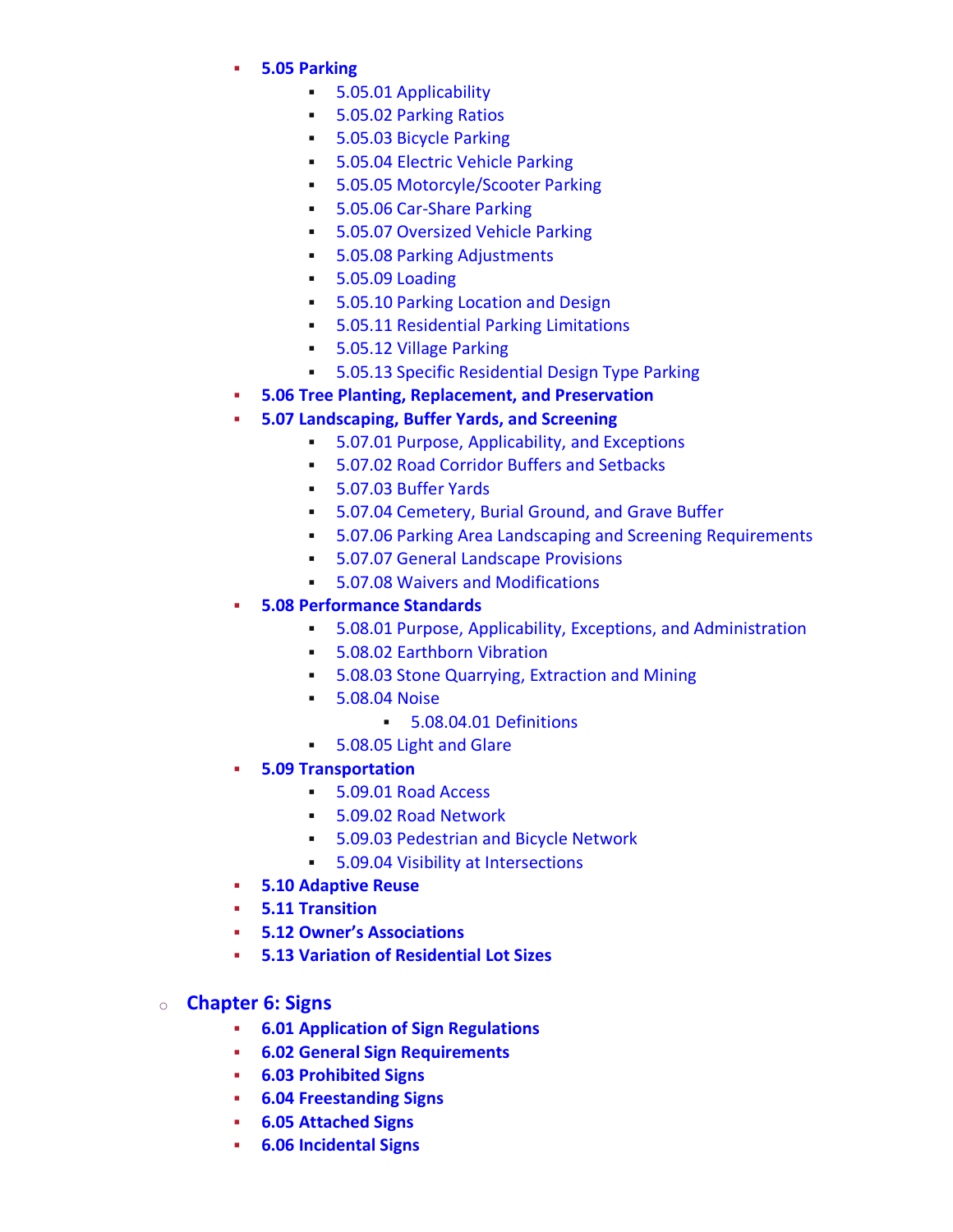- **5.05 Parking**
  - 5.05.01 Applicability
  - 5.05.02 Parking Ratios
  - 5.05.03 Bicycle Parking
  - 5.05.04 Electric Vehicle Parking
  - 5.05.05 Motorcyle/Scooter Parking
  - 5.05.06 Car-Share Parking
  - 5.05.07 Oversized Vehicle Parking
  - 5.05.08 Parking Adjustments
  - 5.05.09 Loading
  - 5.05.10 Parking Location and Design
  - 5.05.11 Residential Parking Limitations
  - 5.05.12 Village Parking
  - 5.05.13 Specific Residential Design Type Parking
- **5.06 Tree Planting, Replacement, and Preservation**
- **5.07 Landscaping, Buffer Yards, and Screening**
  - 5.07.01 Purpose, Applicability, and Exceptions
  - 5.07.02 Road Corridor Buffers and Setbacks
  - 5.07.03 Buffer Yards
  - 5.07.04 Cemetery, Burial Ground, and Grave Buffer
  - 5.07.06 Parking Area Landscaping and Screening Requirements
  - 5.07.07 General Landscape Provisions
  - 5.07.08 Waivers and Modifications
- **5.08 Performance Standards**
  - 5.08.01 Purpose, Applicability, Exceptions, and Administration
  - 5.08.02 Earthborn Vibration
  - 5.08.03 Stone Quarrying, Extraction and Mining
  - 5.08.04 Noise
    - 5.08.04.01 Definitions
  - 5.08.05 Light and Glare
- **5.09 Transportation**
  - 5.09.01 Road Access
  - 5.09.02 Road Network
  - 5.09.03 Pedestrian and Bicycle Network
  - 5.09.04 Visibility at Intersections
- **5.10 Adaptive Reuse**
- **5.11 Transition**
- **5.12 Owner's Associations**
- **5.13 Variation of Residential Lot Sizes**

## Chapter 6: Signs

- **6.01 Application of Sign Regulations**
- **6.02 General Sign Requirements**
- **6.03 Prohibited Signs**
- **6.04 Freestanding Signs**
- **6.05 Attached Signs**
- **6.06 Incidental Signs**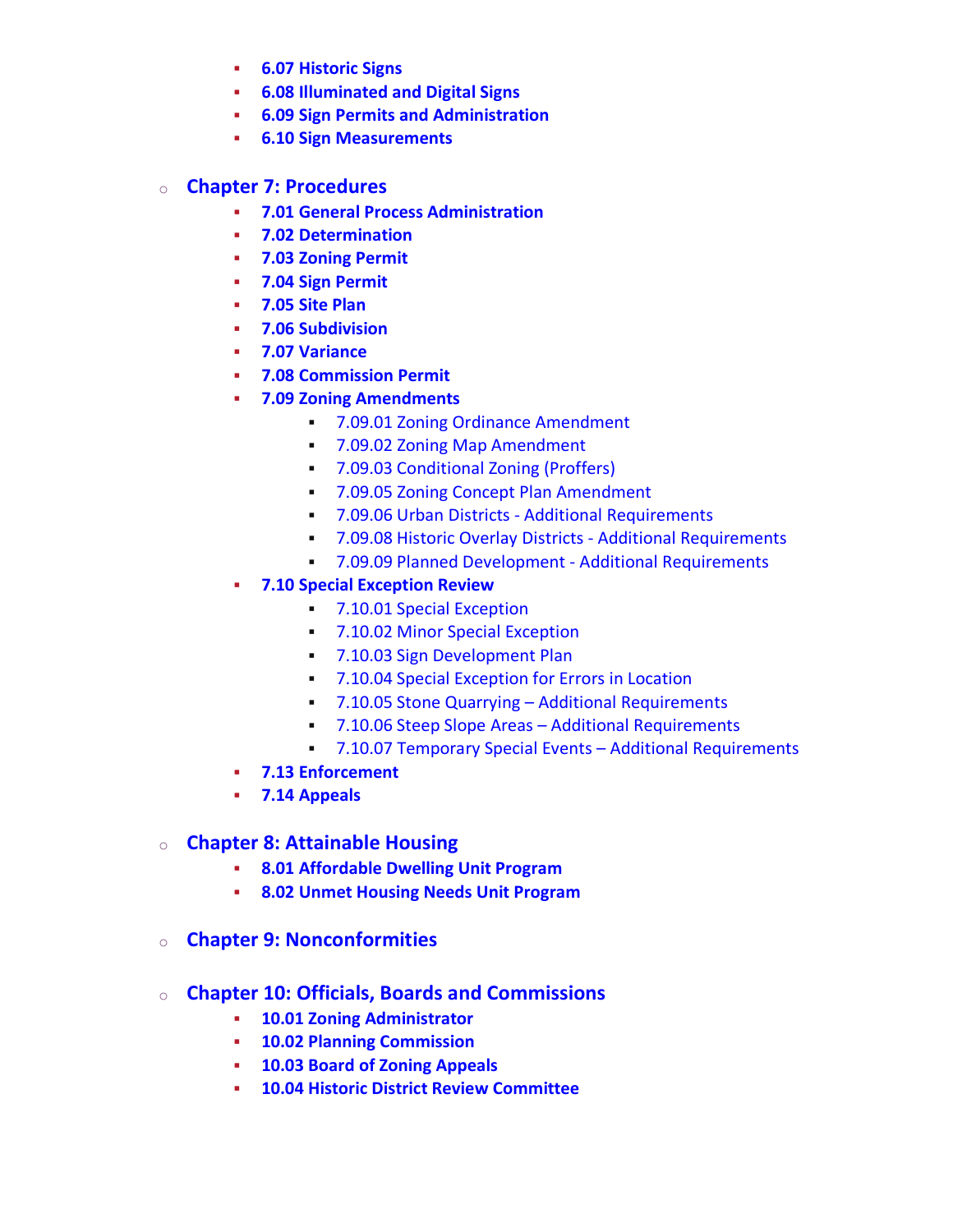- **6.07 Historic Signs**
- **6.08 Illuminated and Digital Signs**
- **6.09 Sign Permits and Administration**
- **6.10 Sign Measurements**

- **Chapter 7: Procedures**
  - **7.01 General Process Administration**
  - **7.02 Determination**
  - **7.03 Zoning Permit**
  - **7.04 Sign Permit**
  - **7.05 Site Plan**
  - **7.06 Subdivision**
  - **7.07 Variance**
  - **7.08 Commission Permit**
  - **7.09 Zoning Amendments**
    - 7.09.01 Zoning Ordinance Amendment
    - 7.09.02 Zoning Map Amendment
    - 7.09.03 Conditional Zoning (Proffers)
    - 7.09.05 Zoning Concept Plan Amendment
    - 7.09.06 Urban Districts - Additional Requirements
    - 7.09.08 Historic Overlay Districts - Additional Requirements
    - 7.09.09 Planned Development - Additional Requirements
  - **7.10 Special Exception Review**
    - 7.10.01 Special Exception
    - 7.10.02 Minor Special Exception
    - 7.10.03 Sign Development Plan
    - 7.10.04 Special Exception for Errors in Location
    - 7.10.05 Stone Quarrying – Additional Requirements
    - 7.10.06 Steep Slope Areas – Additional Requirements
    - 7.10.07 Temporary Special Events – Additional Requirements
  - **7.13 Enforcement**
  - **7.14 Appeals**

- **Chapter 8: Attainable Housing**
  - **8.01 Affordable Dwelling Unit Program**
  - **8.02 Unmet Housing Needs Unit Program**

- **Chapter 9: Nonconformities**

- **Chapter 10: Officials, Boards and Commissions**
  - **10.01 Zoning Administrator**
  - **10.02 Planning Commission**
  - **10.03 Board of Zoning Appeals**
  - **10.04 Historic District Review Committee**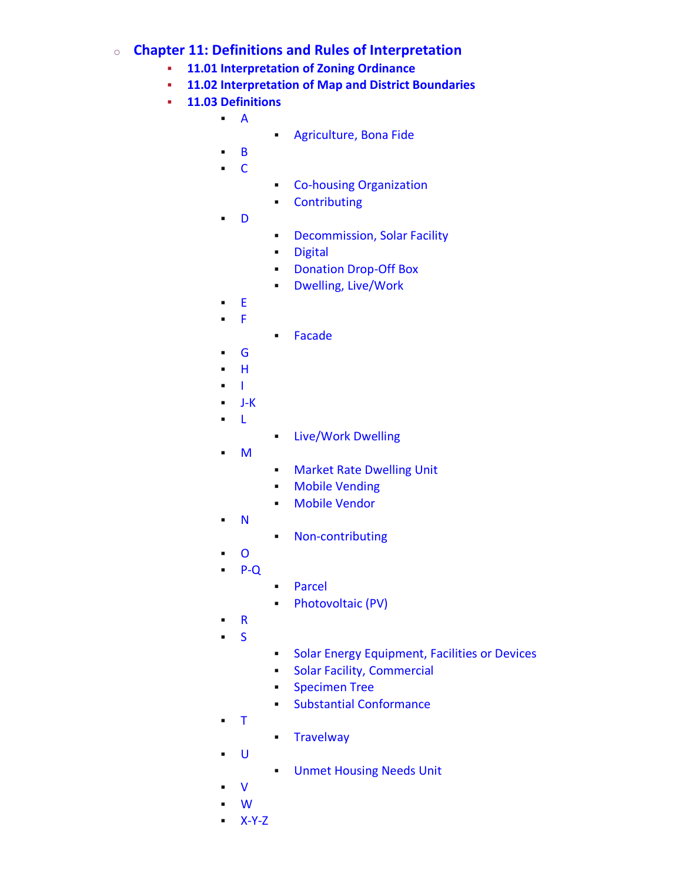- Chapter 11: Definitions and Rules of Interpretation
    - 11.01 Interpretation of Zoning Ordinance
    - 11.02 Interpretation of Map and District Boundaries
    - 11.03 Definitions
        - A
            - Agriculture, Bona Fide
        - B
        - C
            - Co-housing Organization
            - Contributing
        - D
            - Decommission, Solar Facility
            - Digital
            - Donation Drop-Off Box
            - Dwelling, Live/Work
        - E
        - F
            - Facade
        - G
        - H
        - I
        - J-K
        - L
            - Live/Work Dwelling
        - M
            - Market Rate Dwelling Unit
            - Mobile Vending
            - Mobile Vendor
        - N
            - Non-contributing
        - O
        - P-Q
            - Parcel
            - Photovoltaic (PV)
        - R
        - S
            - Solar Energy Equipment, Facilities or Devices
            - Solar Facility, Commercial
            - Specimen Tree
            - Substantial Conformance
        - T
            - Travelway
        - U
            - Unmet Housing Needs Unit
        - V
        - W
        - X-Y-Z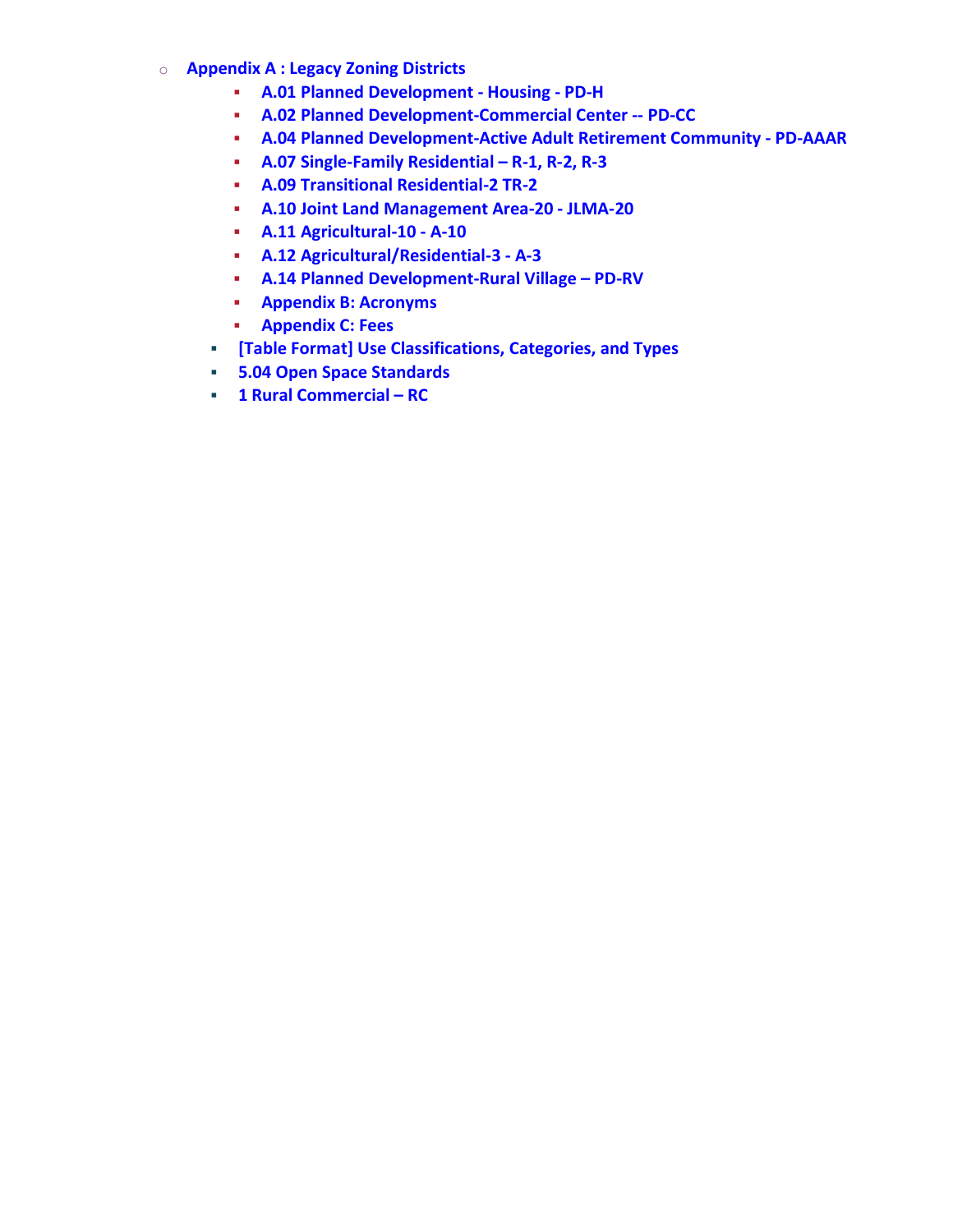- Appendix A : Legacy Zoning Districts
    - A.01 Planned Development - Housing - PD-H
    - A.02 Planned Development-Commercial Center -- PD-CC
    - A.04 Planned Development-Active Adult Retirement Community - PD-AAAR
    - A.07 Single-Family Residential – R-1, R-2, R-3
    - A.09 Transitional Residential-2 TR-2
    - A.10 Joint Land Management Area-20 - JLMA-20
    - A.11 Agricultural-10 - A-10
    - A.12 Agricultural/Residential-3 - A-3
    - A.14 Planned Development-Rural Village – PD-RV
    - Appendix B: Acronyms
    - Appendix C: Fees
  - [Table Format] Use Classifications, Categories, and Types
  - 5.04 Open Space Standards
  - 1 Rural Commercial – RC